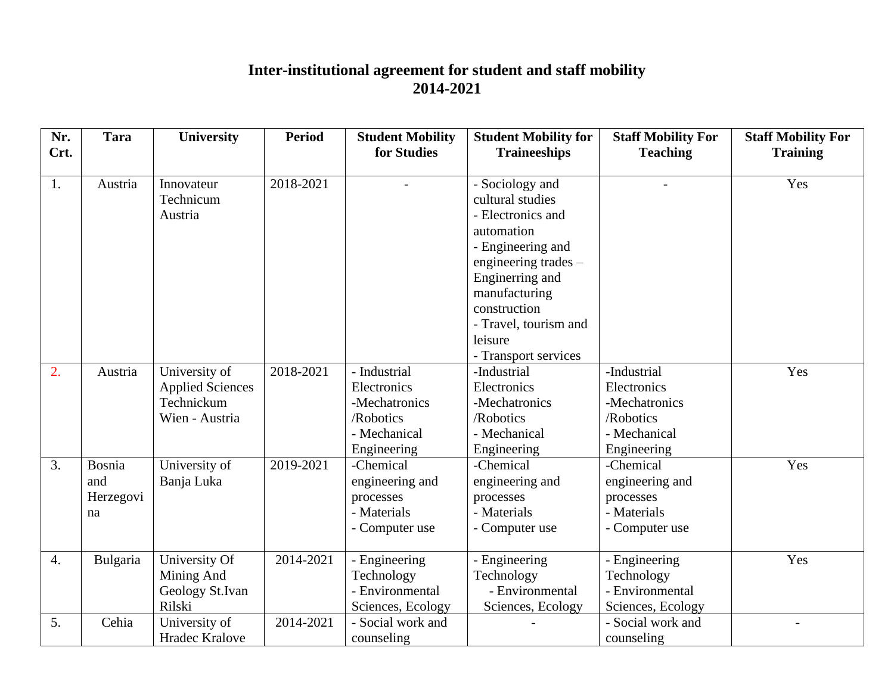# Inter-institutional agreement for student and staff mobility 2014-2021

| Nr. Crt. | Tara | University | Period | Student Mobility for Studies | Student Mobility for Traineeships | Staff Mobility For Teaching | Staff Mobility For Training |
|---|---|---|---|---|---|---|---|
| 1. | Austria | Innovateur Technicum Austria | 2018-2021 | - | - Sociology and cultural studies<br>- Electronics and automation<br>- Engineering and engineering trades – Enginerring and manufacturing construction<br>- Travel, tourism and leisure<br>- Transport services | - | Yes |
| 2. | Austria | University of Applied Sciences Technickum Wien - Austria | 2018-2021 | - Industrial Electronics<br>-Mechatronics /Robotics<br>- Mechanical Engineering | -Industrial Electronics<br>-Mechatronics /Robotics<br>- Mechanical Engineering | -Industrial Electronics<br>-Mechatronics /Robotics<br>- Mechanical Engineering | Yes |
| 3. | Bosnia and Herzegovina | University of Banja Luka | 2019-2021 | -Chemical engineering and processes<br>- Materials<br>- Computer use | -Chemical engineering and processes<br>- Materials<br>- Computer use | -Chemical engineering and processes<br>- Materials<br>- Computer use | Yes |
| 4. | Bulgaria | University Of Mining And Geology St.Ivan Rilski | 2014-2021 | - Engineering Technology<br>- Environmental Sciences, Ecology | - Engineering Technology<br>- Environmental Sciences, Ecology | - Engineering Technology<br>- Environmental Sciences, Ecology | Yes |
| 5. | Cehia | University of Hradec Kralove | 2014-2021 | - Social work and counseling | - | - Social work and counseling | - |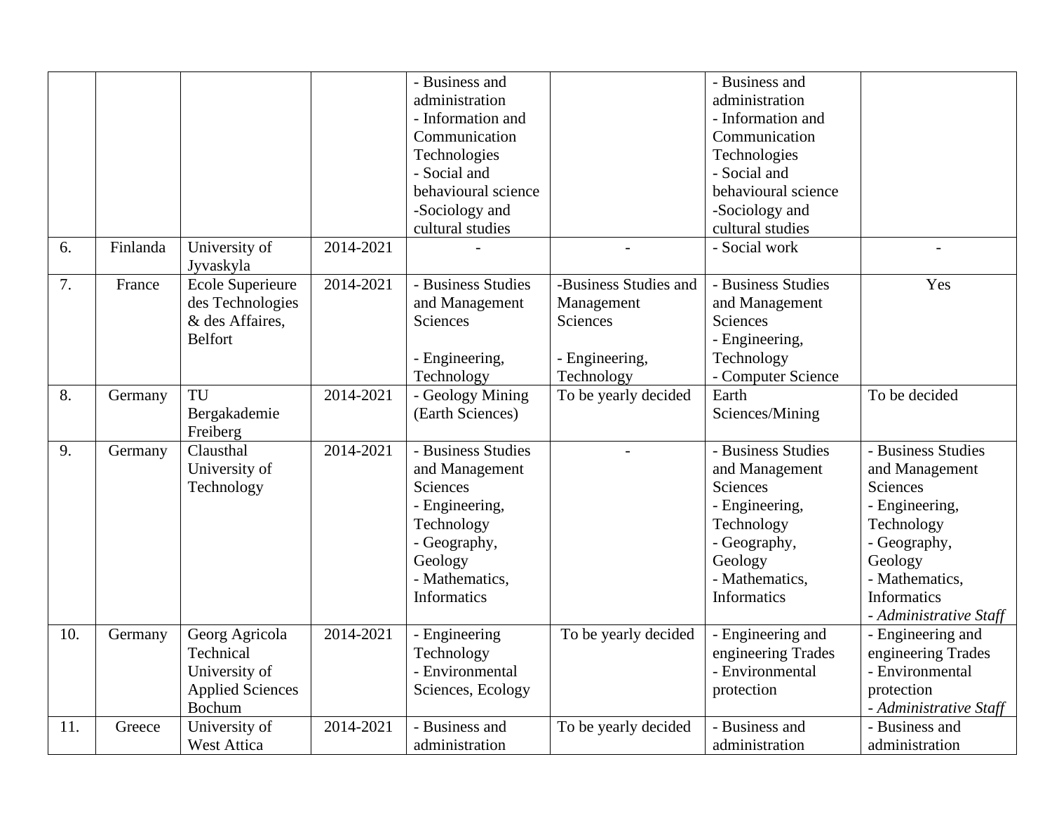|  |  |  |  | - Business and administration<br>- Information and Communication Technologies<br>- Social and behavioural science<br>-Sociology and cultural studies |  | - Business and administration<br>- Information and Communication Technologies<br>- Social and behavioural science<br>-Sociology and cultural studies |  |
|---|---|---|---|---|---|---|---|
| 6. | Finlanda | University of Jyvaskyla | 2014-2021 | - | - | - Social work | - |
| 7. | France | Ecole Superieure des Technologies & des Affaires, Belfort | 2014-2021 | - Business Studies and Management Sciences<br><br>- Engineering, Technology | -Business Studies and Management Sciences<br><br>- Engineering, Technology | - Business Studies and Management Sciences<br>- Engineering, Technology<br>- Computer Science | Yes |
| 8. | Germany | TU Bergakademie Freiberg | 2014-2021 | - Geology Mining (Earth Sciences) | To be yearly decided | Earth Sciences/Mining | To be decided |
| 9. | Germany | Clausthal University of Technology | 2014-2021 | - Business Studies and Management Sciences<br>- Engineering, Technology<br>- Geography, Geology<br>- Mathematics, Informatics | - | - Business Studies and Management Sciences<br>- Engineering, Technology<br>- Geography, Geology<br>- Mathematics, Informatics | - Business Studies and Management Sciences<br>- Engineering, Technology<br>- Geography, Geology<br>- Mathematics, Informatics<br>*- Administrative Staff* |
| 10. | Germany | Georg Agricola Technical University of Applied Sciences Bochum | 2014-2021 | - Engineering Technology<br>- Environmental Sciences, Ecology | To be yearly decided | - Engineering and engineering Trades<br>- Environmental protection | - Engineering and engineering Trades<br>- Environmental protection<br>*- Administrative Staff* |
| 11. | Greece | University of West Attica | 2014-2021 | - Business and administration | To be yearly decided | - Business and administration | - Business and administration |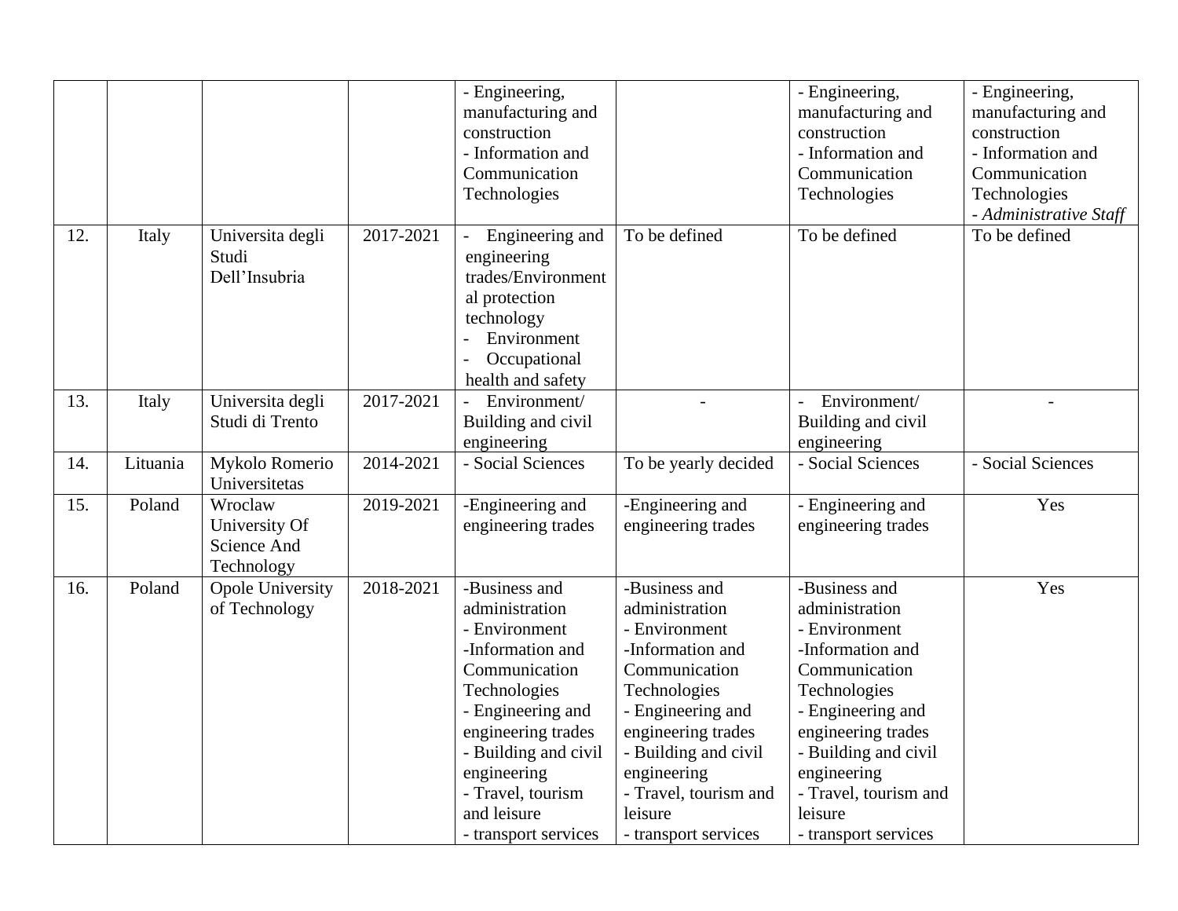| | | | | - Engineering, manufacturing and construction<br>- Information and Communication Technologies | | - Engineering, manufacturing and construction<br>- Information and Communication Technologies | - Engineering, manufacturing and construction<br>- Information and Communication Technologies<br>*- Administrative Staff* |
|---|---|---|---|---|---|---|---|
| 12. | Italy | Universita degli Studi Dell'Insubria | 2017-2021 | - Engineering and engineering trades/Environmental protection technology<br>- Environment<br>- Occupational health and safety | To be defined | To be defined | To be defined |
| 13. | Italy | Universita degli Studi di Trento | 2017-2021 | - Environment/ Building and civil engineering | - | - Environment/ Building and civil engineering | - |
| 14. | Lituania | Mykolo Romerio Universitetas | 2014-2021 | - Social Sciences | To be yearly decided | - Social Sciences | - Social Sciences |
| 15. | Poland | Wroclaw University Of Science And Technology | 2019-2021 | -Engineering and engineering trades | -Engineering and engineering trades | - Engineering and engineering trades | Yes |
| 16. | Poland | Opole University of Technology | 2018-2021 | -Business and administration<br>- Environment<br>-Information and Communication Technologies<br>- Engineering and engineering trades<br>- Building and civil engineering<br>- Travel, tourism and leisure<br>- transport services | -Business and administration<br>- Environment<br>-Information and Communication Technologies<br>- Engineering and engineering trades<br>- Building and civil engineering<br>- Travel, tourism and leisure<br>- transport services | -Business and administration<br>- Environment<br>-Information and Communication Technologies<br>- Engineering and engineering trades<br>- Building and civil engineering<br>- Travel, tourism and leisure<br>- transport services | Yes |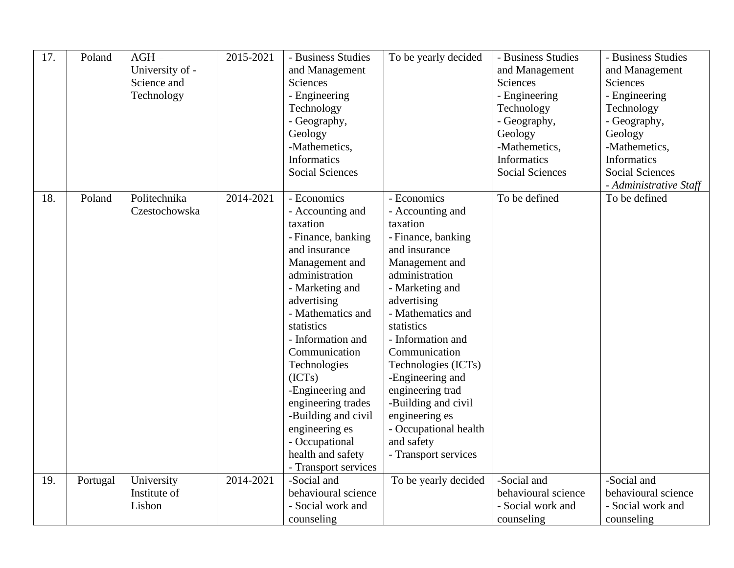| 17. | Poland | AGH – University of - Science and Technology | 2015-2021 | - Business Studies and Management Sciences<br>- Engineering Technology<br>- Geography, Geology<br>-Mathemetics, Informatics<br>Social Sciences | To be yearly decided | - Business Studies and Management Sciences<br>- Engineering Technology<br>- Geography, Geology<br>-Mathemetics, Informatics<br>Social Sciences | - Business Studies and Management Sciences<br>- Engineering Technology<br>- Geography, Geology<br>-Mathemetics, Informatics<br>Social Sciences<br>*- Administrative Staff* |
|---|---|---|---|---|---|---|---|
| 18. | Poland | Politechnika Czestochowska | 2014-2021 | - Economics<br>- Accounting and taxation<br>- Finance, banking and insurance<br>Management and administration<br>- Marketing and advertising<br>- Mathematics and statistics<br>- Information and Communication Technologies (ICTs)<br>-Engineering and engineering trades<br>-Building and civil engineering es<br>- Occupational health and safety<br>- Transport services | - Economics<br>- Accounting and taxation<br>- Finance, banking and insurance<br>Management and administration<br>- Marketing and advertising<br>- Mathematics and statistics<br>- Information and Communication Technologies (ICTs)<br>-Engineering and engineering trad<br>-Building and civil engineering es<br>- Occupational health and safety<br>- Transport services | To be defined | To be defined |
| 19. | Portugal | University Institute of Lisbon | 2014-2021 | -Social and behavioural science<br>- Social work and counseling | To be yearly decided | -Social and behavioural science<br>- Social work and counseling | -Social and behavioural science<br>- Social work and counseling |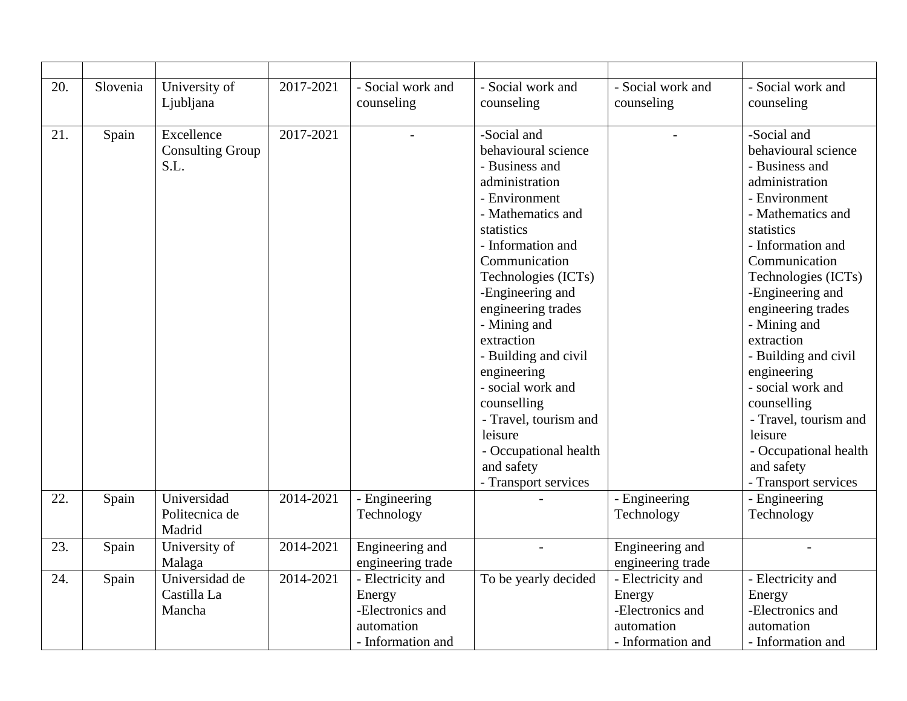| | | | | | | | |
|---|---|---|---|---|---|---|---|
| 20. | Slovenia | University of Ljubljana | 2017-2021 | - Social work and counseling | - Social work and counseling | - Social work and counseling | - Social work and counseling |
| 21. | Spain | Excellence Consulting Group S.L. | 2017-2021 | - | -Social and behavioural science<br>- Business and administration<br>- Environment<br>- Mathematics and statistics<br>- Information and Communication Technologies (ICTs)<br>-Engineering and engineering trades<br>- Mining and extraction<br>- Building and civil engineering<br>- social work and counselling<br>- Travel, tourism and leisure<br>- Occupational health and safety<br>- Transport services | - | -Social and behavioural science<br>- Business and administration<br>- Environment<br>- Mathematics and statistics<br>- Information and Communication Technologies (ICTs)<br>-Engineering and engineering trades<br>- Mining and extraction<br>- Building and civil engineering<br>- social work and counselling<br>- Travel, tourism and leisure<br>- Occupational health and safety<br>- Transport services |
| 22. | Spain | Universidad Politecnica de Madrid | 2014-2021 | - Engineering Technology | - | - Engineering Technology | - Engineering Technology |
| 23. | Spain | University of Malaga | 2014-2021 | Engineering and engineering trade | - | Engineering and engineering trade | - |
| 24. | Spain | Universidad de Castilla La Mancha | 2014-2021 | - Electricity and Energy<br>-Electronics and automation<br>- Information and | To be yearly decided | - Electricity and Energy<br>-Electronics and automation<br>- Information and | - Electricity and Energy<br>-Electronics and automation<br>- Information and |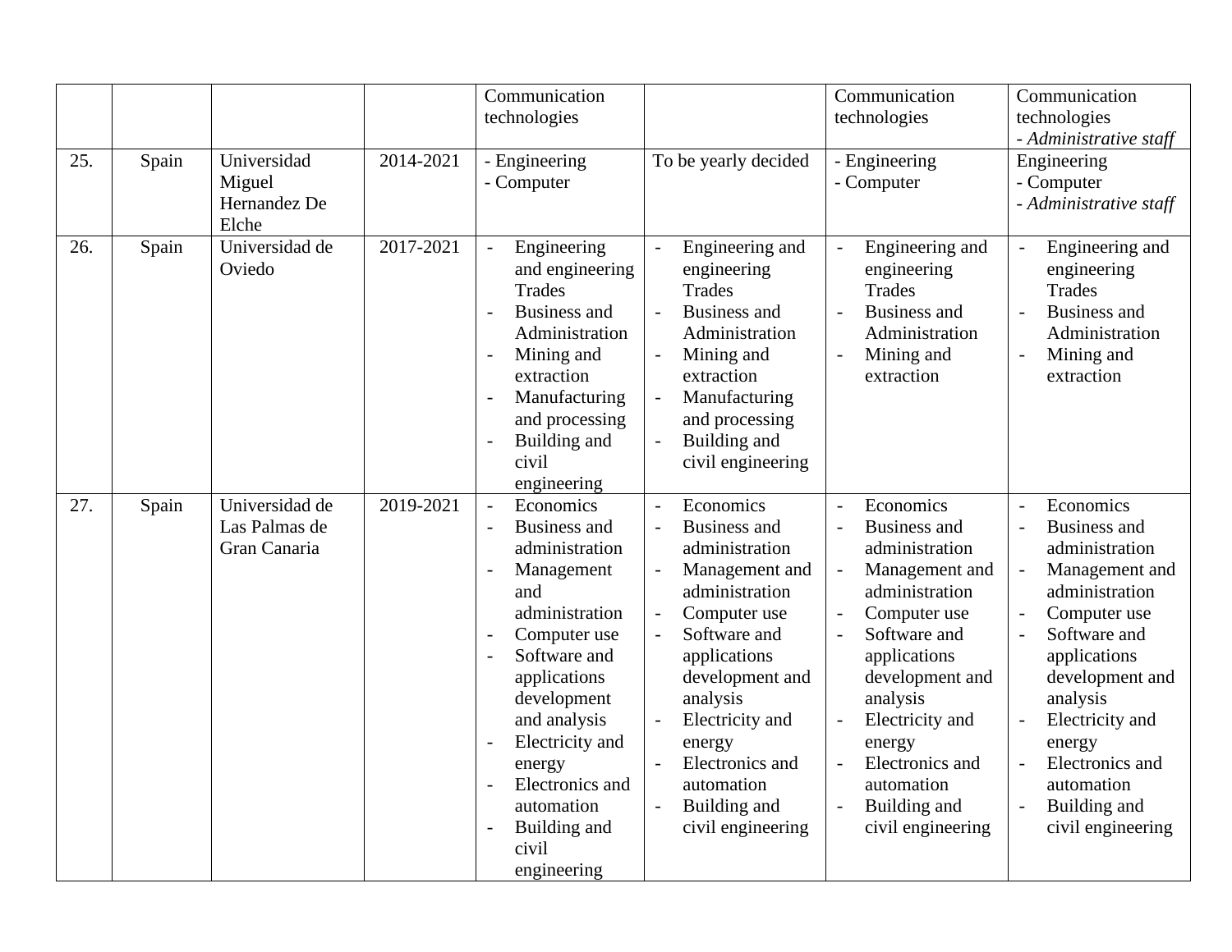| | | | | Communication technologies | | Communication technologies | Communication technologies<br>- *Administrative staff* |
|---|---|---|---|---|---|---|---|
| 25. | Spain | Universidad Miguel Hernandez De Elche | 2014-2021 | - Engineering<br>- Computer | To be yearly decided | - Engineering<br>- Computer | Engineering<br>- Computer<br>- *Administrative staff* |
| 26. | Spain | Universidad de Oviedo | 2017-2021 | - Engineering and engineering Trades<br>- Business and Administration<br>- Mining and extraction<br>- Manufacturing and processing<br>- Building and civil engineering | - Engineering and engineering Trades<br>- Business and Administration<br>- Mining and extraction<br>- Manufacturing and processing<br>- Building and civil engineering | - Engineering and engineering Trades<br>- Business and Administration<br>- Mining and extraction | - Engineering and engineering Trades<br>- Business and Administration<br>- Mining and extraction |
| 27. | Spain | Universidad de Las Palmas de Gran Canaria | 2019-2021 | - Economics<br>- Business and administration<br>- Management and administration<br>- Computer use<br>- Software and applications development and analysis<br>- Electricity and energy<br>- Electronics and automation<br>- Building and civil engineering | - Economics<br>- Business and administration<br>- Management and administration<br>- Computer use<br>- Software and applications development and analysis<br>- Electricity and energy<br>- Electronics and automation<br>- Building and civil engineering | - Economics<br>- Business and administration<br>- Management and administration<br>- Computer use<br>- Software and applications development and analysis<br>- Electricity and energy<br>- Electronics and automation<br>- Building and civil engineering | - Economics<br>- Business and administration<br>- Management and administration<br>- Computer use<br>- Software and applications development and analysis<br>- Electricity and energy<br>- Electronics and automation<br>- Building and civil engineering |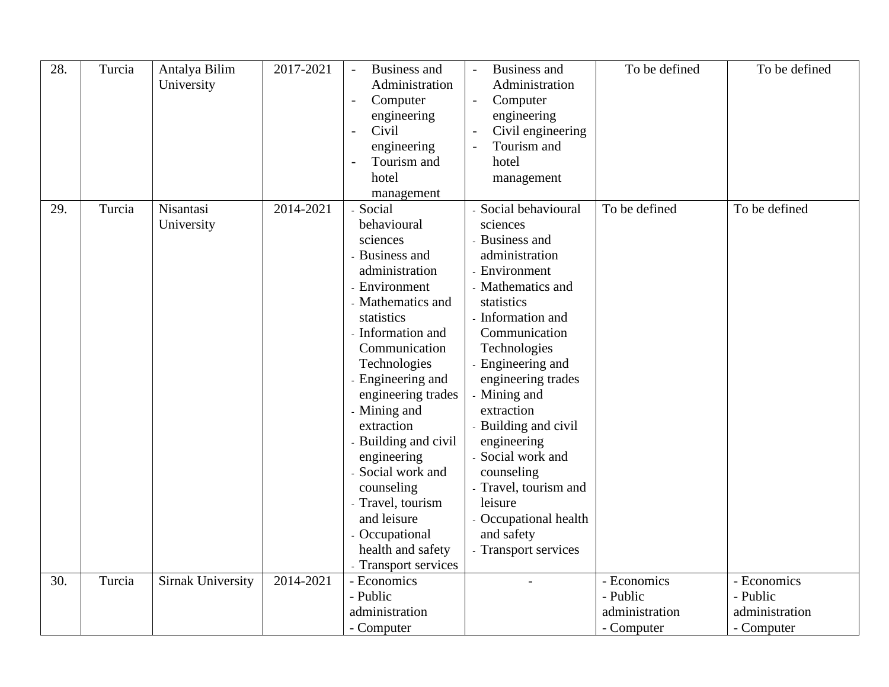| 28. | Turcia | Antalya Bilim University | 2017-2021 | - Business and Administration<br>- Computer engineering<br>- Civil engineering<br>- Tourism and hotel management | - Business and Administration<br>- Computer engineering<br>- Civil engineering<br>- Tourism and hotel management | To be defined | To be defined |
|---|---|---|---|---|---|---|---|
| 29. | Turcia | Nisantasi University | 2014-2021 | - Social behavioural sciences<br>- Business and administration<br>- Environment<br>- Mathematics and statistics<br>- Information and Communication Technologies<br>- Engineering and engineering trades<br>- Mining and extraction<br>- Building and civil engineering<br>- Social work and counseling<br>- Travel, tourism and leisure<br>- Occupational health and safety<br>- Transport services | - Social behavioural sciences<br>- Business and administration<br>- Environment<br>- Mathematics and statistics<br>- Information and Communication Technologies<br>- Engineering and engineering trades<br>- Mining and extraction<br>- Building and civil engineering<br>- Social work and counseling<br>- Travel, tourism and leisure<br>- Occupational health and safety<br>- Transport services | To be defined | To be defined |
| 30. | Turcia | Sirnak University | 2014-2021 | - Economics<br>- Public administration<br>- Computer | - | - Economics<br>- Public administration<br>- Computer | - Economics<br>- Public administration<br>- Computer |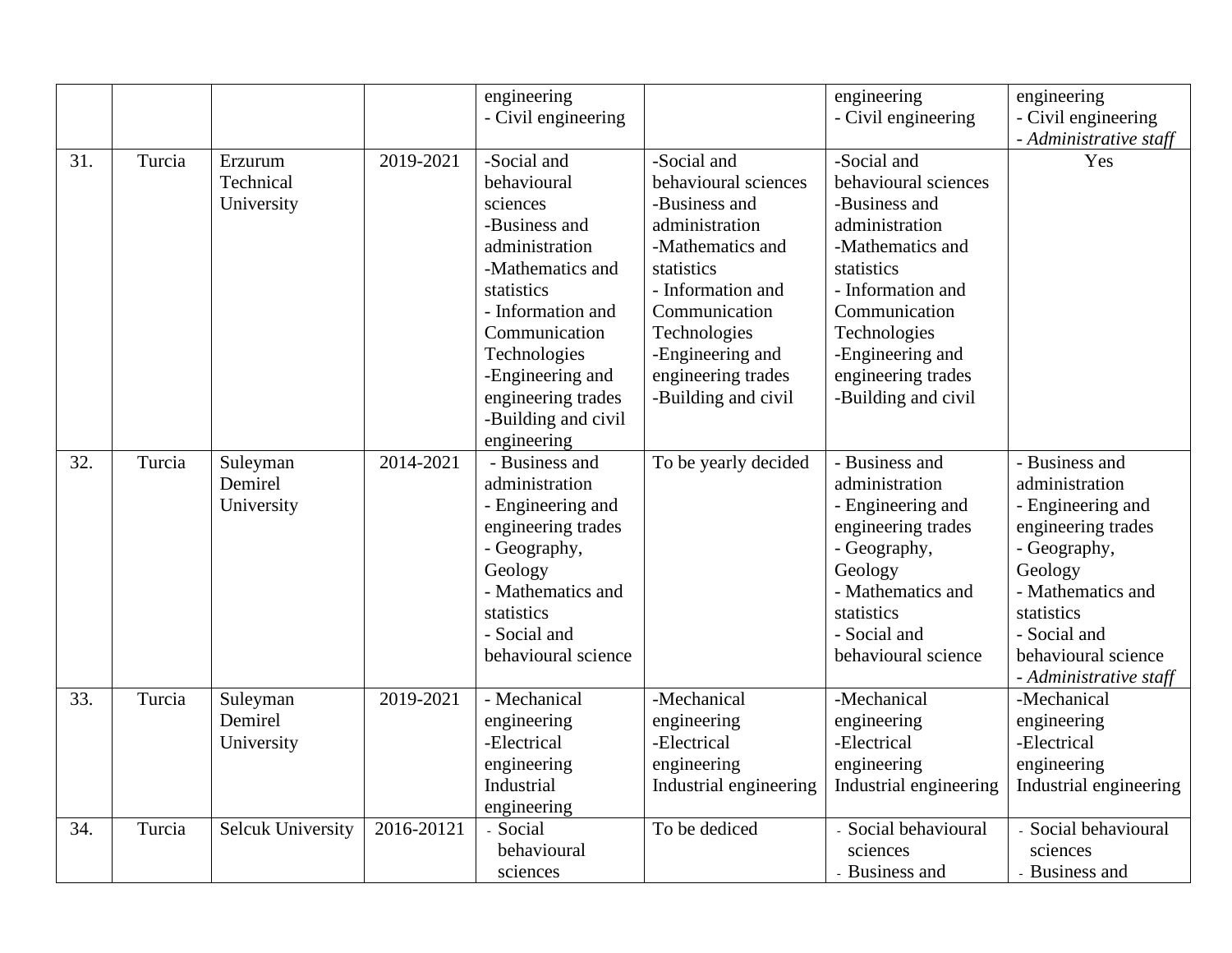| | | | | engineering<br>- Civil engineering | | engineering<br>- Civil engineering | engineering<br>- Civil engineering<br>- *Administrative staff* |
|---|---|---|---|---|---|---|---|
| 31. | Turcia | Erzurum Technical University | 2019-2021 | -Social and behavioural sciences<br>-Business and administration<br>-Mathematics and statistics<br>- Information and Communication Technologies<br>-Engineering and engineering trades<br>-Building and civil engineering | -Social and behavioural sciences<br>-Business and administration<br>-Mathematics and statistics<br>- Information and Communication Technologies<br>-Engineering and engineering trades<br>-Building and civil | -Social and behavioural sciences<br>-Business and administration<br>-Mathematics and statistics<br>- Information and Communication Technologies<br>-Engineering and engineering trades<br>-Building and civil | Yes |
| 32. | Turcia | Suleyman Demirel University | 2014-2021 | - Business and administration<br>- Engineering and engineering trades<br>- Geography, Geology<br>- Mathematics and statistics<br>- Social and behavioural science | To be yearly decided | - Business and administration<br>- Engineering and engineering trades<br>- Geography, Geology<br>- Mathematics and statistics<br>- Social and behavioural science | - Business and administration<br>- Engineering and engineering trades<br>- Geography, Geology<br>- Mathematics and statistics<br>- Social and behavioural science<br>- *Administrative staff* |
| 33. | Turcia | Suleyman Demirel University | 2019-2021 | - Mechanical engineering<br>-Electrical engineering<br>Industrial engineering | -Mechanical engineering<br>-Electrical engineering<br>Industrial engineering | -Mechanical engineering<br>-Electrical engineering<br>Industrial engineering | -Mechanical engineering<br>-Electrical engineering<br>Industrial engineering |
| 34. | Turcia | Selcuk University | 2016-20121 | - Social behavioural sciences | To be dediced | - Social behavioural sciences<br>- Business and | - Social behavioural sciences<br>- Business and |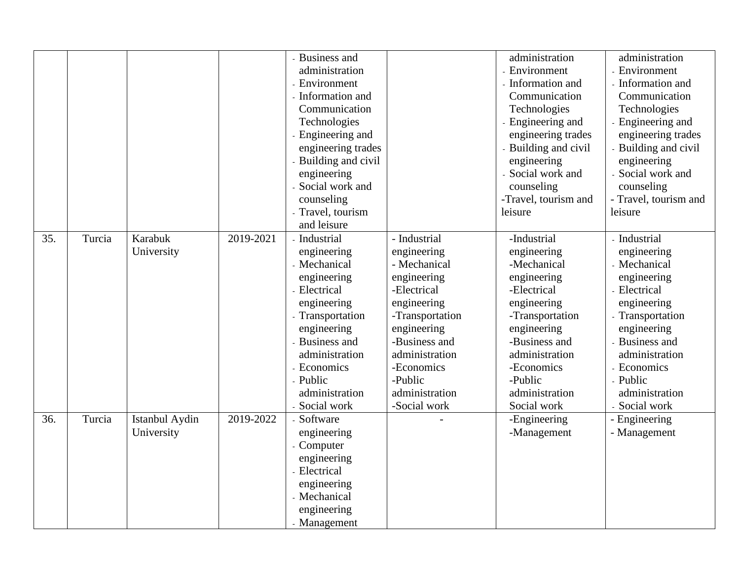| | | | | - Business and administration<br>- Environment<br>- Information and Communication Technologies<br>- Engineering and engineering trades<br>- Building and civil engineering<br>- Social work and counseling<br>- Travel, tourism and leisure | | administration<br>- Environment<br>- Information and Communication Technologies<br>- Engineering and engineering trades<br>- Building and civil engineering<br>- Social work and counseling<br>-Travel, tourism and leisure | administration<br>- Environment<br>- Information and Communication Technologies<br>- Engineering and engineering trades<br>- Building and civil engineering<br>- Social work and counseling<br>- Travel, tourism and leisure |
|---|---|---|---|---|---|---|---|
| 35. | Turcia | Karabuk University | 2019-2021 | - Industrial engineering<br>- Mechanical engineering<br>- Electrical engineering<br>- Transportation engineering<br>- Business and administration<br>- Economics<br>- Public administration<br>- Social work | - Industrial engineering<br>- Mechanical engineering<br>-Electrical engineering<br>-Transportation engineering<br>-Business and administration<br>-Economics<br>-Public administration<br>-Social work | -Industrial engineering<br>-Mechanical engineering<br>-Electrical engineering<br>-Transportation engineering<br>-Business and administration<br>-Economics<br>-Public administration<br>Social work | - Industrial engineering<br>- Mechanical engineering<br>- Electrical engineering<br>- Transportation engineering<br>- Business and administration<br>- Economics<br>- Public administration<br>- Social work |
| 36. | Turcia | Istanbul Aydin University | 2019-2022 | - Software engineering<br>- Computer engineering<br>- Electrical engineering<br>- Mechanical engineering<br>- Management | - | -Engineering<br>-Management | - Engineering<br>- Management |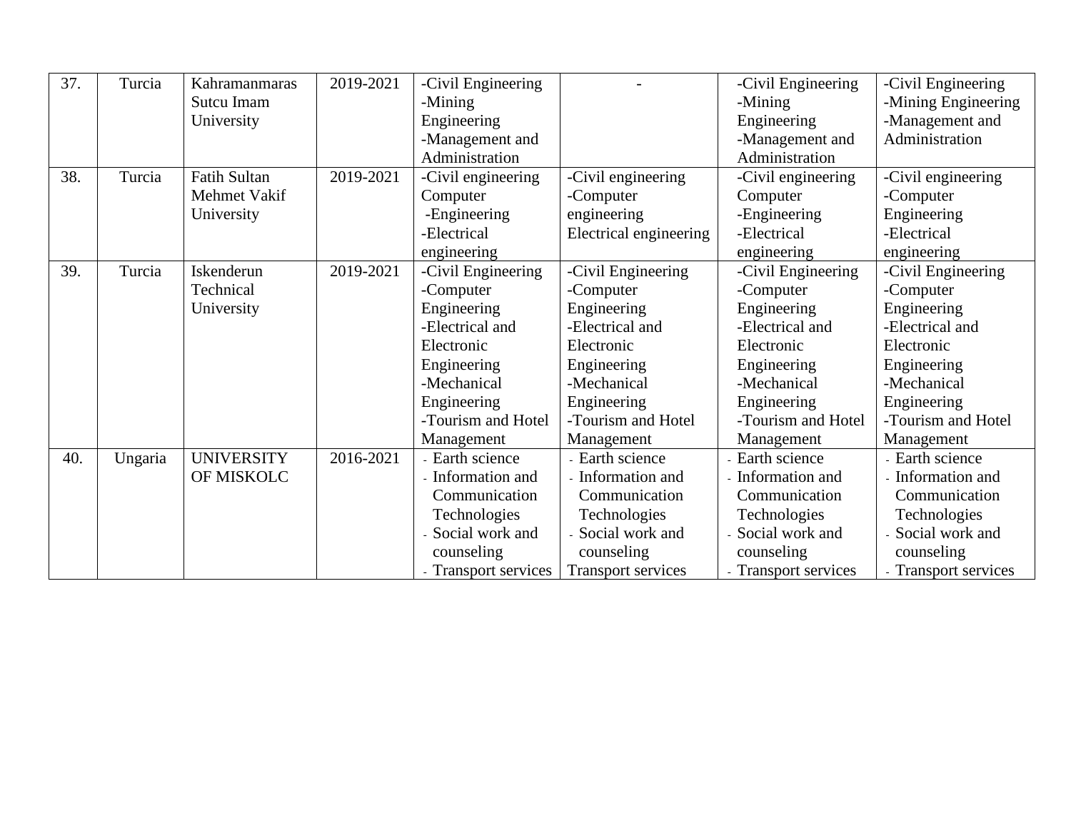| | | | | | | | |
|---|---|---|---|---|---|---|---|
| 37. | Turcia | Kahramanmaras Sutcu Imam University | 2019-2021 | -Civil Engineering<br>-Mining Engineering<br>-Management and Administration | - | -Civil Engineering<br>-Mining Engineering<br>-Management and Administration | -Civil Engineering<br>-Mining Engineering<br>-Management and Administration |
| 38. | Turcia | Fatih Sultan Mehmet Vakif University | 2019-2021 | -Civil engineering<br>Computer<br>-Engineering<br>-Electrical engineering | -Civil engineering<br>-Computer engineering<br>Electrical engineering | -Civil engineering<br>Computer<br>-Engineering<br>-Electrical engineering | -Civil engineering<br>-Computer Engineering<br>-Electrical engineering |
| 39. | Turcia | Iskenderun Technical University | 2019-2021 | -Civil Engineering<br>-Computer Engineering<br>-Electrical and Electronic Engineering<br>-Mechanical Engineering<br>-Tourism and Hotel Management | -Civil Engineering<br>-Computer Engineering<br>-Electrical and Electronic Engineering<br>-Mechanical Engineering<br>-Tourism and Hotel Management | -Civil Engineering<br>-Computer Engineering<br>-Electrical and Electronic Engineering<br>-Mechanical Engineering<br>-Tourism and Hotel Management | -Civil Engineering<br>-Computer Engineering<br>-Electrical and Electronic Engineering<br>-Mechanical Engineering<br>-Tourism and Hotel Management |
| 40. | Ungaria | UNIVERSITY OF MISKOLC | 2016-2021 | - Earth science<br>- Information and Communication Technologies<br>- Social work and counseling<br>- Transport services | - Earth science<br>- Information and Communication Technologies<br>- Social work and counseling<br>Transport services | - Earth science<br>- Information and Communication Technologies<br>- Social work and counseling<br>- Transport services | - Earth science<br>- Information and Communication Technologies<br>- Social work and counseling<br>- Transport services |